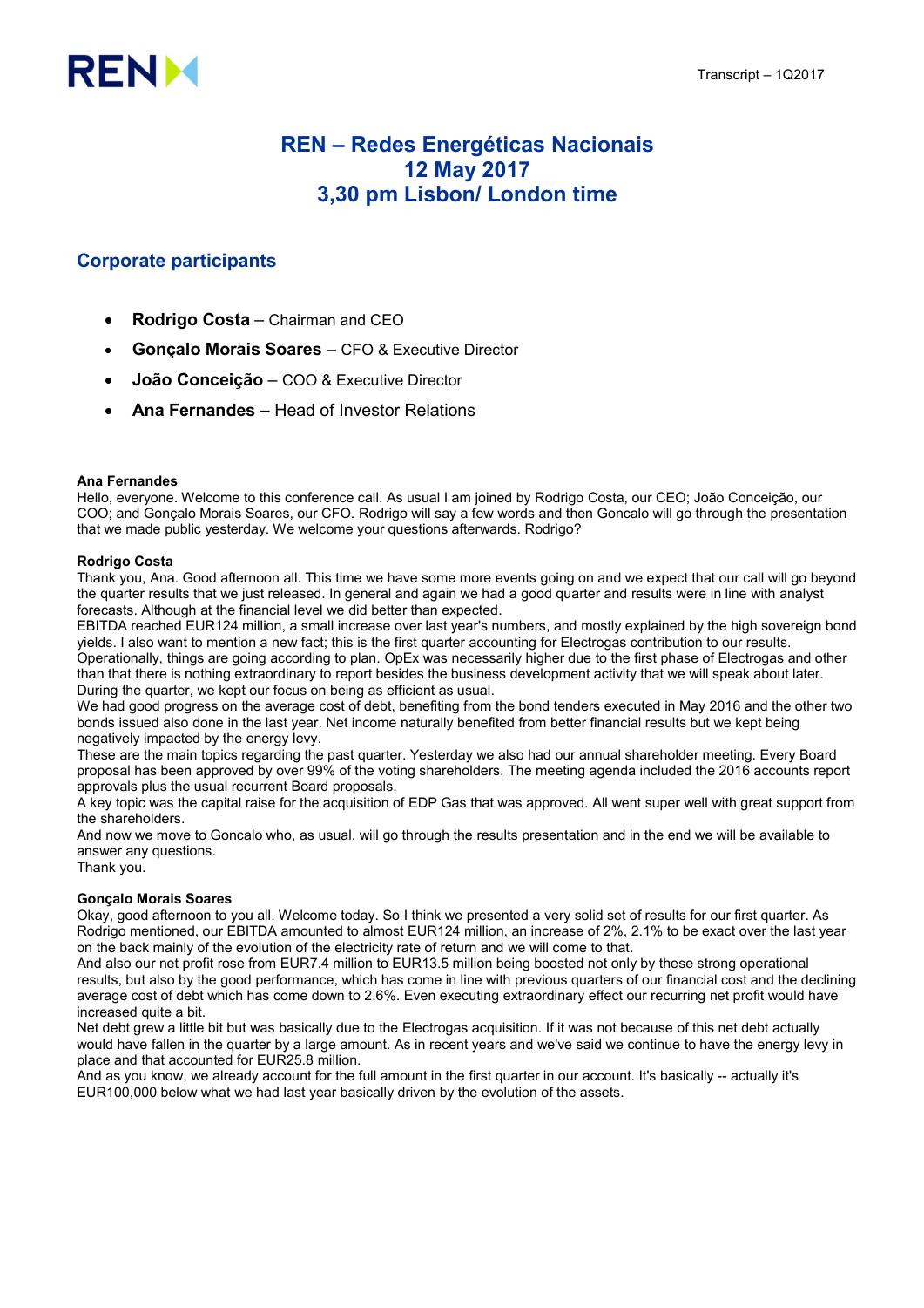# REN – Redes Energéticas Nacionais
# 12 May 2017
# 3,30 pm Lisbon/ London time

Transcript – 1Q2017

## Corporate participants

- **Rodrigo Costa** – Chairman and CEO
- **Gonçalo Morais Soares** – CFO & Executive Director
- **João Conceição** – COO & Executive Director
- **Ana Fernandes –** Head of Investor Relations

**Ana Fernandes**
Hello, everyone. Welcome to this conference call. As usual I am joined by Rodrigo Costa, our CEO; João Conceição, our COO; and Gonçalo Morais Soares, our CFO. Rodrigo will say a few words and then Goncalo will go through the presentation that we made public yesterday. We welcome your questions afterwards. Rodrigo?

**Rodrigo Costa**
Thank you, Ana. Good afternoon all. This time we have some more events going on and we expect that our call will go beyond the quarter results that we just released. In general and again we had a good quarter and results were in line with analyst forecasts. Although at the financial level we did better than expected.
EBITDA reached EUR124 million, a small increase over last year's numbers, and mostly explained by the high sovereign bond yields. I also want to mention a new fact; this is the first quarter accounting for Electrogas contribution to our results.
Operationally, things are going according to plan. OpEx was necessarily higher due to the first phase of Electrogas and other than that there is nothing extraordinary to report besides the business development activity that we will speak about later.
During the quarter, we kept our focus on being as efficient as usual.
We had good progress on the average cost of debt, benefiting from the bond tenders executed in May 2016 and the other two bonds issued also done in the last year. Net income naturally benefited from better financial results but we kept being negatively impacted by the energy levy.
These are the main topics regarding the past quarter. Yesterday we also had our annual shareholder meeting. Every Board proposal has been approved by over 99% of the voting shareholders. The meeting agenda included the 2016 accounts report approvals plus the usual recurrent Board proposals.
A key topic was the capital raise for the acquisition of EDP Gas that was approved. All went super well with great support from the shareholders.
And now we move to Goncalo who, as usual, will go through the results presentation and in the end we will be available to answer any questions.
Thank you.

**Gonçalo Morais Soares**
Okay, good afternoon to you all. Welcome today. So I think we presented a very solid set of results for our first quarter. As Rodrigo mentioned, our EBITDA amounted to almost EUR124 million, an increase of 2%, 2.1% to be exact over the last year on the back mainly of the evolution of the electricity rate of return and we will come to that.
And also our net profit rose from EUR7.4 million to EUR13.5 million being boosted not only by these strong operational results, but also by the good performance, which has come in line with previous quarters of our financial cost and the declining average cost of debt which has come down to 2.6%. Even executing extraordinary effect our recurring net profit would have increased quite a bit.
Net debt grew a little bit but was basically due to the Electrogas acquisition. If it was not because of this net debt actually would have fallen in the quarter by a large amount. As in recent years and we've said we continue to have the energy levy in place and that accounted for EUR25.8 million.
And as you know, we already account for the full amount in the first quarter in our account. It's basically -- actually it's EUR100,000 below what we had last year basically driven by the evolution of the assets.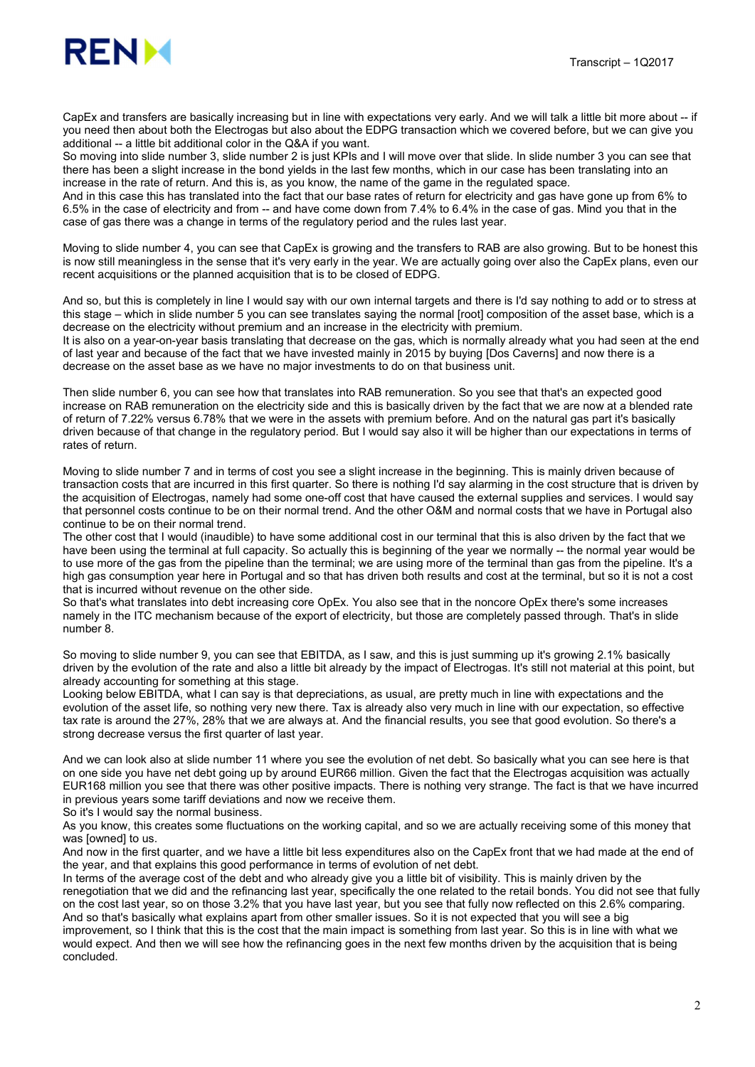CapEx and transfers are basically increasing but in line with expectations very early. And we will talk a little bit more about -- if you need then about both the Electrogas but also about the EDPG transaction which we covered before, but we can give you additional -- a little bit additional color in the Q&A if you want.

So moving into slide number 3, slide number 2 is just KPIs and I will move over that slide. In slide number 3 you can see that there has been a slight increase in the bond yields in the last few months, which in our case has been translating into an increase in the rate of return. And this is, as you know, the name of the game in the regulated space.

And in this case this has translated into the fact that our base rates of return for electricity and gas have gone up from 6% to 6.5% in the case of electricity and from -- and have come down from 7.4% to 6.4% in the case of gas. Mind you that in the case of gas there was a change in terms of the regulatory period and the rules last year.

Moving to slide number 4, you can see that CapEx is growing and the transfers to RAB are also growing. But to be honest this is now still meaningless in the sense that it's very early in the year. We are actually going over also the CapEx plans, even our recent acquisitions or the planned acquisition that is to be closed of EDPG.

And so, but this is completely in line I would say with our own internal targets and there is I'd say nothing to add or to stress at this stage – which in slide number 5 you can see translates saying the normal [root] composition of the asset base, which is a decrease on the electricity without premium and an increase in the electricity with premium.

It is also on a year-on-year basis translating that decrease on the gas, which is normally already what you had seen at the end of last year and because of the fact that we have invested mainly in 2015 by buying [Dos Caverns] and now there is a decrease on the asset base as we have no major investments to do on that business unit.

Then slide number 6, you can see how that translates into RAB remuneration. So you see that that's an expected good increase on RAB remuneration on the electricity side and this is basically driven by the fact that we are now at a blended rate of return of 7.22% versus 6.78% that we were in the assets with premium before. And on the natural gas part it's basically driven because of that change in the regulatory period. But I would say also it will be higher than our expectations in terms of rates of return.

Moving to slide number 7 and in terms of cost you see a slight increase in the beginning. This is mainly driven because of transaction costs that are incurred in this first quarter. So there is nothing I'd say alarming in the cost structure that is driven by the acquisition of Electrogas, namely had some one-off cost that have caused the external supplies and services. I would say that personnel costs continue to be on their normal trend. And the other O&M and normal costs that we have in Portugal also continue to be on their normal trend.

The other cost that I would (inaudible) to have some additional cost in our terminal that this is also driven by the fact that we have been using the terminal at full capacity. So actually this is beginning of the year we normally -- the normal year would be to use more of the gas from the pipeline than the terminal; we are using more of the terminal than gas from the pipeline. It's a high gas consumption year here in Portugal and so that has driven both results and cost at the terminal, but so it is not a cost that is incurred without revenue on the other side.

So that's what translates into debt increasing core OpEx. You also see that in the noncore OpEx there's some increases namely in the ITC mechanism because of the export of electricity, but those are completely passed through. That's in slide number 8.

So moving to slide number 9, you can see that EBITDA, as I saw, and this is just summing up it's growing 2.1% basically driven by the evolution of the rate and also a little bit already by the impact of Electrogas. It's still not material at this point, but already accounting for something at this stage.

Looking below EBITDA, what I can say is that depreciations, as usual, are pretty much in line with expectations and the evolution of the asset life, so nothing very new there. Tax is already also very much in line with our expectation, so effective tax rate is around the 27%, 28% that we are always at. And the financial results, you see that good evolution. So there's a strong decrease versus the first quarter of last year.

And we can look also at slide number 11 where you see the evolution of net debt. So basically what you can see here is that on one side you have net debt going up by around EUR66 million. Given the fact that the Electrogas acquisition was actually EUR168 million you see that there was other positive impacts. There is nothing very strange. The fact is that we have incurred in previous years some tariff deviations and now we receive them.

So it's I would say the normal business.

As you know, this creates some fluctuations on the working capital, and so we are actually receiving some of this money that was [owned] to us.

And now in the first quarter, and we have a little bit less expenditures also on the CapEx front that we had made at the end of the year, and that explains this good performance in terms of evolution of net debt.

In terms of the average cost of the debt and who already give you a little bit of visibility. This is mainly driven by the renegotiation that we did and the refinancing last year, specifically the one related to the retail bonds. You did not see that fully on the cost last year, so on those 3.2% that you have last year, but you see that fully now reflected on this 2.6% comparing. And so that's basically what explains apart from other smaller issues. So it is not expected that you will see a big improvement, so I think that this is the cost that the main impact is something from last year. So this is in line with what we would expect. And then we will see how the refinancing goes in the next few months driven by the acquisition that is being concluded.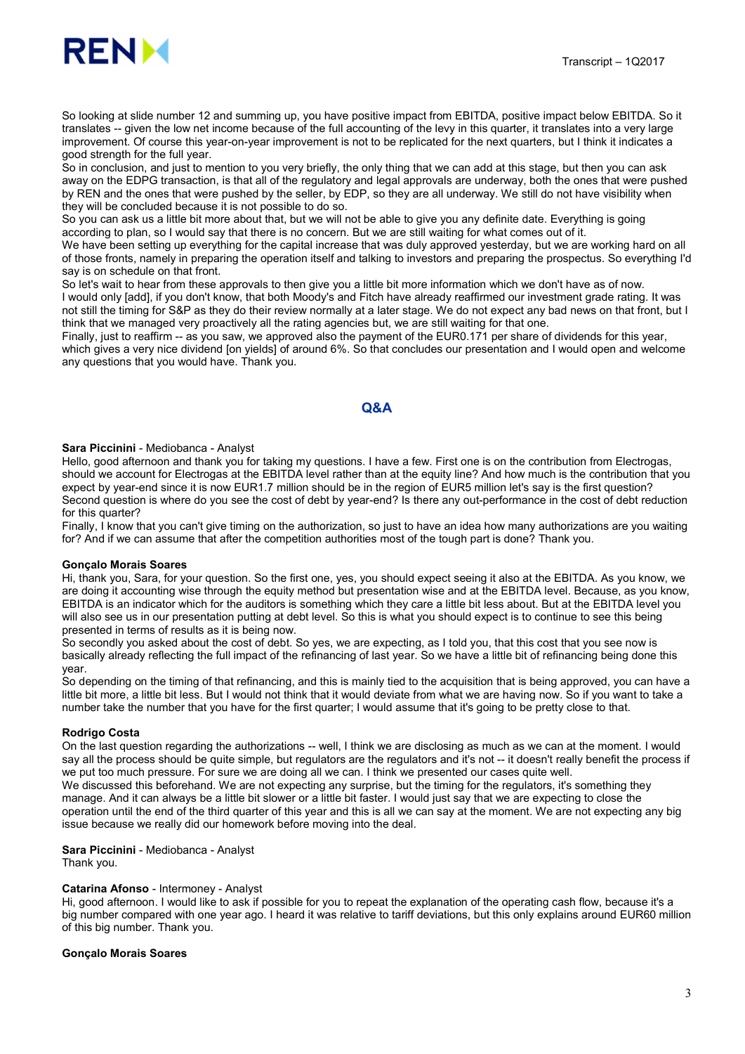So looking at slide number 12 and summing up, you have positive impact from EBITDA, positive impact below EBITDA. So it translates -- given the low net income because of the full accounting of the levy in this quarter, it translates into a very large improvement. Of course this year-on-year improvement is not to be replicated for the next quarters, but I think it indicates a good strength for the full year.

So in conclusion, and just to mention to you very briefly, the only thing that we can add at this stage, but then you can ask away on the EDPG transaction, is that all of the regulatory and legal approvals are underway, both the ones that were pushed by REN and the ones that were pushed by the seller, by EDP, so they are all underway. We still do not have visibility when they will be concluded because it is not possible to do so.

So you can ask us a little bit more about that, but we will not be able to give you any definite date. Everything is going according to plan, so I would say that there is no concern. But we are still waiting for what comes out of it.

We have been setting up everything for the capital increase that was duly approved yesterday, but we are working hard on all of those fronts, namely in preparing the operation itself and talking to investors and preparing the prospectus. So everything I'd say is on schedule on that front.

So let's wait to hear from these approvals to then give you a little bit more information which we don't have as of now.

I would only [add], if you don't know, that both Moody's and Fitch have already reaffirmed our investment grade rating. It was not still the timing for S&P as they do their review normally at a later stage. We do not expect any bad news on that front, but I think that we managed very proactively all the rating agencies but, we are still waiting for that one.

Finally, just to reaffirm -- as you saw, we approved also the payment of the EUR0.171 per share of dividends for this year, which gives a very nice dividend [on yields] of around 6%. So that concludes our presentation and I would open and welcome any questions that you would have. Thank you.

## Q&A

**Sara Piccinini** - Mediobanca - Analyst

Hello, good afternoon and thank you for taking my questions. I have a few. First one is on the contribution from Electrogas, should we account for Electrogas at the EBITDA level rather than at the equity line? And how much is the contribution that you expect by year-end since it is now EUR1.7 million should be in the region of EUR5 million let's say is the first question?

Second question is where do you see the cost of debt by year-end? Is there any out-performance in the cost of debt reduction for this quarter?

Finally, I know that you can't give timing on the authorization, so just to have an idea how many authorizations are you waiting for? And if we can assume that after the competition authorities most of the tough part is done? Thank you.

**Gonçalo Morais Soares**

Hi, thank you, Sara, for your question. So the first one, yes, you should expect seeing it also at the EBITDA. As you know, we are doing it accounting wise through the equity method but presentation wise and at the EBITDA level. Because, as you know, EBITDA is an indicator which for the auditors is something which they care a little bit less about. But at the EBITDA level you will also see us in our presentation putting at debt level. So this is what you should expect is to continue to see this being presented in terms of results as it is being now.

So secondly you asked about the cost of debt. So yes, we are expecting, as I told you, that this cost that you see now is basically already reflecting the full impact of the refinancing of last year. So we have a little bit of refinancing being done this year.

So depending on the timing of that refinancing, and this is mainly tied to the acquisition that is being approved, you can have a little bit more, a little bit less. But I would not think that it would deviate from what we are having now. So if you want to take a number take the number that you have for the first quarter; I would assume that it's going to be pretty close to that.

**Rodrigo Costa**

On the last question regarding the authorizations -- well, I think we are disclosing as much as we can at the moment. I would say all the process should be quite simple, but regulators are the regulators and it's not -- it doesn't really benefit the process if we put too much pressure. For sure we are doing all we can. I think we presented our cases quite well.

We discussed this beforehand. We are not expecting any surprise, but the timing for the regulators, it's something they manage. And it can always be a little bit slower or a little bit faster. I would just say that we are expecting to close the operation until the end of the third quarter of this year and this is all we can say at the moment. We are not expecting any big issue because we really did our homework before moving into the deal.

**Sara Piccinini** - Mediobanca - Analyst

Thank you.

**Catarina Afonso** - Intermoney - Analyst

Hi, good afternoon. I would like to ask if possible for you to repeat the explanation of the operating cash flow, because it's a big number compared with one year ago. I heard it was relative to tariff deviations, but this only explains around EUR60 million of this big number. Thank you.

**Gonçalo Morais Soares**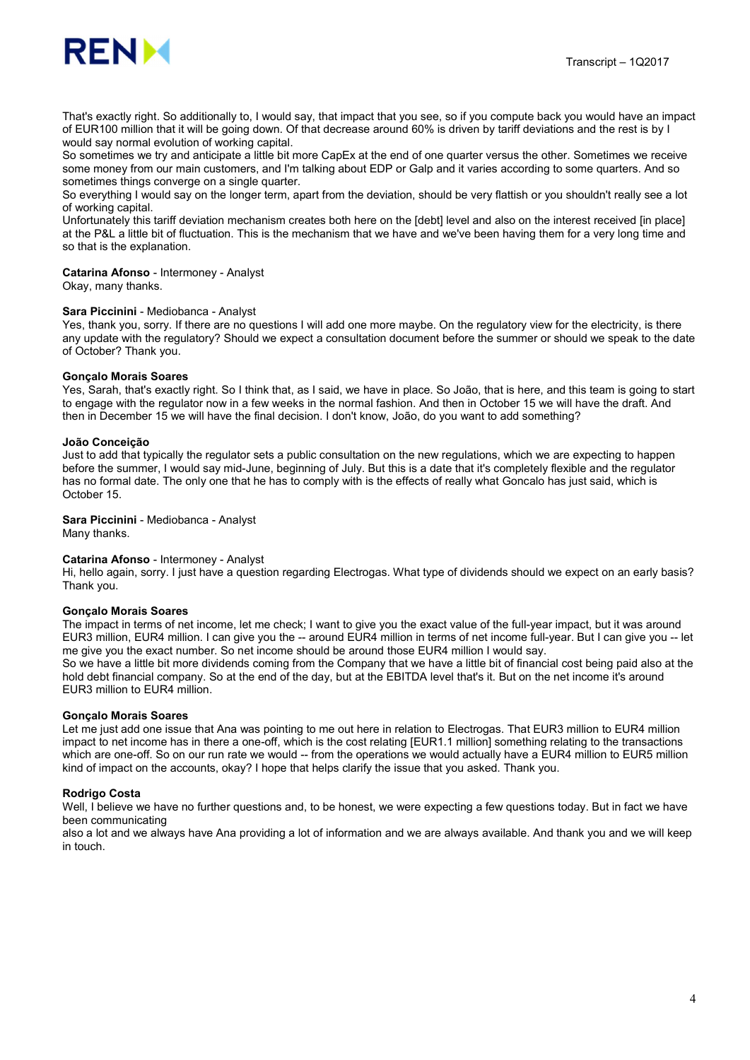That's exactly right. So additionally to, I would say, that impact that you see, so if you compute back you would have an impact of EUR100 million that it will be going down. Of that decrease around 60% is driven by tariff deviations and the rest is by I would say normal evolution of working capital.
So sometimes we try and anticipate a little bit more CapEx at the end of one quarter versus the other. Sometimes we receive some money from our main customers, and I'm talking about EDP or Galp and it varies according to some quarters. And so sometimes things converge on a single quarter.
So everything I would say on the longer term, apart from the deviation, should be very flattish or you shouldn't really see a lot of working capital.
Unfortunately this tariff deviation mechanism creates both here on the [debt] level and also on the interest received [in place] at the P&L a little bit of fluctuation. This is the mechanism that we have and we've been having them for a very long time and so that is the explanation.

**Catarina Afonso** - Intermoney - Analyst
Okay, many thanks.

**Sara Piccinini** - Mediobanca - Analyst
Yes, thank you, sorry. If there are no questions I will add one more maybe. On the regulatory view for the electricity, is there any update with the regulatory? Should we expect a consultation document before the summer or should we speak to the date of October? Thank you.

**Gonçalo Morais Soares**
Yes, Sarah, that's exactly right. So I think that, as I said, we have in place. So João, that is here, and this team is going to start to engage with the regulator now in a few weeks in the normal fashion. And then in October 15 we will have the draft. And then in December 15 we will have the final decision. I don't know, João, do you want to add something?

**João Conceição**
Just to add that typically the regulator sets a public consultation on the new regulations, which we are expecting to happen before the summer, I would say mid-June, beginning of July. But this is a date that it's completely flexible and the regulator has no formal date. The only one that he has to comply with is the effects of really what Goncalo has just said, which is October 15.

**Sara Piccinini** - Mediobanca - Analyst
Many thanks.

**Catarina Afonso** - Intermoney - Analyst
Hi, hello again, sorry. I just have a question regarding Electrogas. What type of dividends should we expect on an early basis? Thank you.

**Gonçalo Morais Soares**
The impact in terms of net income, let me check; I want to give you the exact value of the full-year impact, but it was around EUR3 million, EUR4 million. I can give you the -- around EUR4 million in terms of net income full-year. But I can give you -- let me give you the exact number. So net income should be around those EUR4 million I would say.
So we have a little bit more dividends coming from the Company that we have a little bit of financial cost being paid also at the hold debt financial company. So at the end of the day, but at the EBITDA level that's it. But on the net income it's around EUR3 million to EUR4 million.

**Gonçalo Morais Soares**
Let me just add one issue that Ana was pointing to me out here in relation to Electrogas. That EUR3 million to EUR4 million impact to net income has in there a one-off, which is the cost relating [EUR1.1 million] something relating to the transactions which are one-off. So on our run rate we would -- from the operations we would actually have a EUR4 million to EUR5 million kind of impact on the accounts, okay? I hope that helps clarify the issue that you asked. Thank you.

**Rodrigo Costa**
Well, I believe we have no further questions and, to be honest, we were expecting a few questions today. But in fact we have been communicating
also a lot and we always have Ana providing a lot of information and we are always available. And thank you and we will keep in touch.